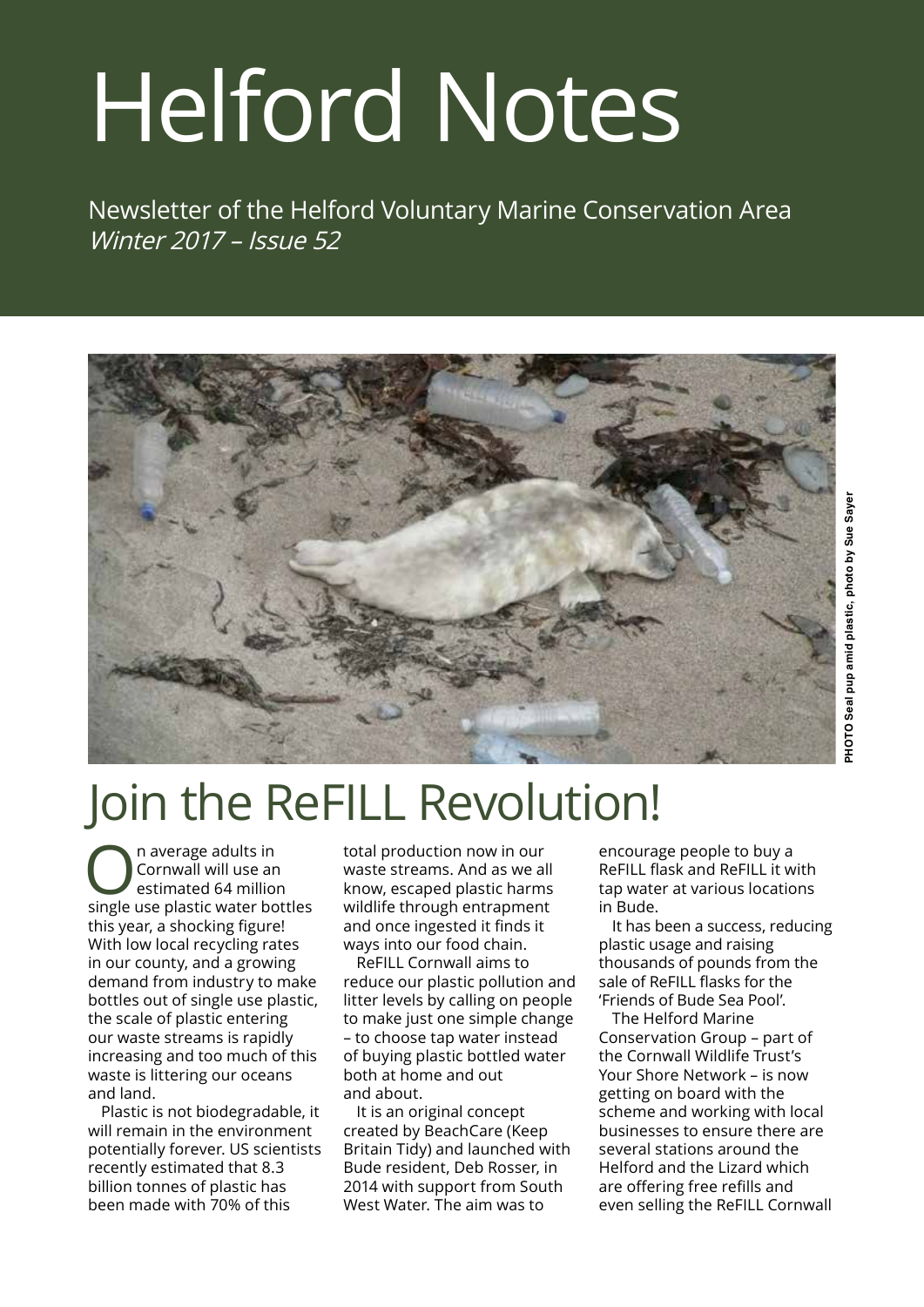# Helford Notes

Newsletter of the Helford Voluntary Marine Conservation Area
*Winter 2017 – Issue 52*

PHOTO Seal pup amid plastic, photo by Sue Sayer

## Join the ReFILL Revolution!

On average adults in Cornwall will use an estimated 64 million single use plastic water bottles this year, a shocking figure! With low local recycling rates in our county, and a growing demand from industry to make bottles out of single use plastic, the scale of plastic entering our waste streams is rapidly increasing and too much of this waste is littering our oceans and land.

Plastic is not biodegradable, it will remain in the environment potentially forever. US scientists recently estimated that 8.3 billion tonnes of plastic has been made with 70% of this total production now in our waste streams. And as we all know, escaped plastic harms wildlife through entrapment and once ingested it finds it ways into our food chain.

ReFILL Cornwall aims to reduce our plastic pollution and litter levels by calling on people to make just one simple change – to choose tap water instead of buying plastic bottled water both at home and out and about.

It is an original concept created by BeachCare (Keep Britain Tidy) and launched with Bude resident, Deb Rosser, in 2014 with support from South West Water. The aim was to encourage people to buy a ReFILL flask and ReFILL it with tap water at various locations in Bude.

It has been a success, reducing plastic usage and raising thousands of pounds from the sale of ReFILL flasks for the 'Friends of Bude Sea Pool'.

The Helford Marine Conservation Group – part of the Cornwall Wildlife Trust's Your Shore Network – is now getting on board with the scheme and working with local businesses to ensure there are several stations around the Helford and the Lizard which are offering free refills and even selling the ReFILL Cornwall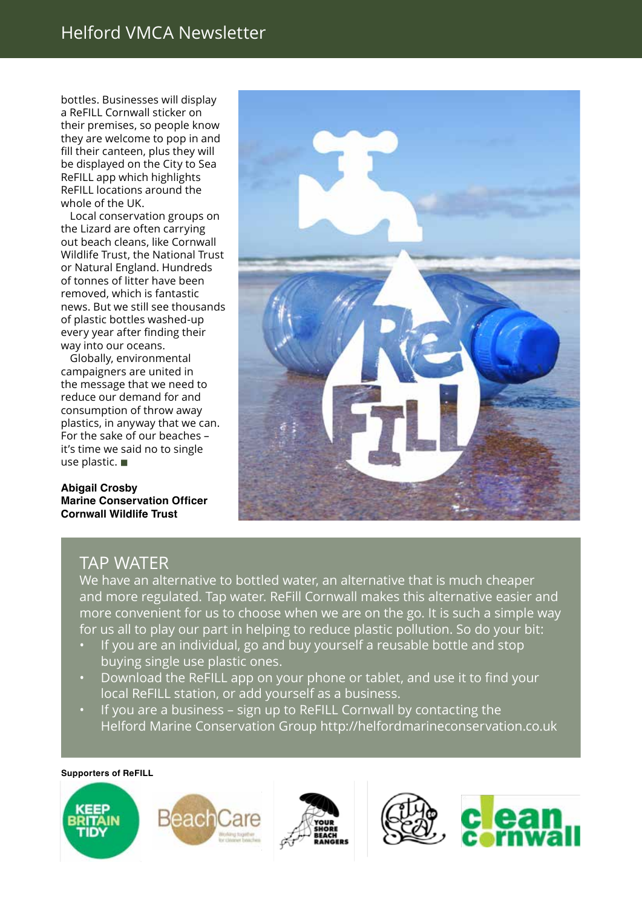bottles. Businesses will display a ReFILL Cornwall sticker on their premises, so people know they are welcome to pop in and fill their canteen, plus they will be displayed on the City to Sea ReFILL app which highlights ReFILL locations around the whole of the UK.

Local conservation groups on the Lizard are often carrying out beach cleans, like Cornwall Wildlife Trust, the National Trust or Natural England. Hundreds of tonnes of litter have been removed, which is fantastic news. But we still see thousands of plastic bottles washed-up every year after finding their way into our oceans.

Globally, environmental campaigners are united in the message that we need to reduce our demand for and consumption of throw away plastics, in anyway that we can. For the sake of our beaches – it's time we said no to single use plastic. ■

**Abigail Crosby**
**Marine Conservation Officer**
**Cornwall Wildlife Trust**

## TAP WATER

We have an alternative to bottled water, an alternative that is much cheaper and more regulated. Tap water. ReFill Cornwall makes this alternative easier and more convenient for us to choose when we are on the go. It is such a simple way for us all to play our part in helping to reduce plastic pollution. So do your bit:

- If you are an individual, go and buy yourself a reusable bottle and stop buying single use plastic ones.
- Download the ReFILL app on your phone or tablet, and use it to find your local ReFILL station, or add yourself as a business.
- If you are a business – sign up to ReFILL Cornwall by contacting the Helford Marine Conservation Group http://helfordmarineconservation.co.uk

**Supporters of ReFILL**

Keep Britain Tidy · BeachCare · Your Shore Beach Rangers · City to Sea · Clean Cornwall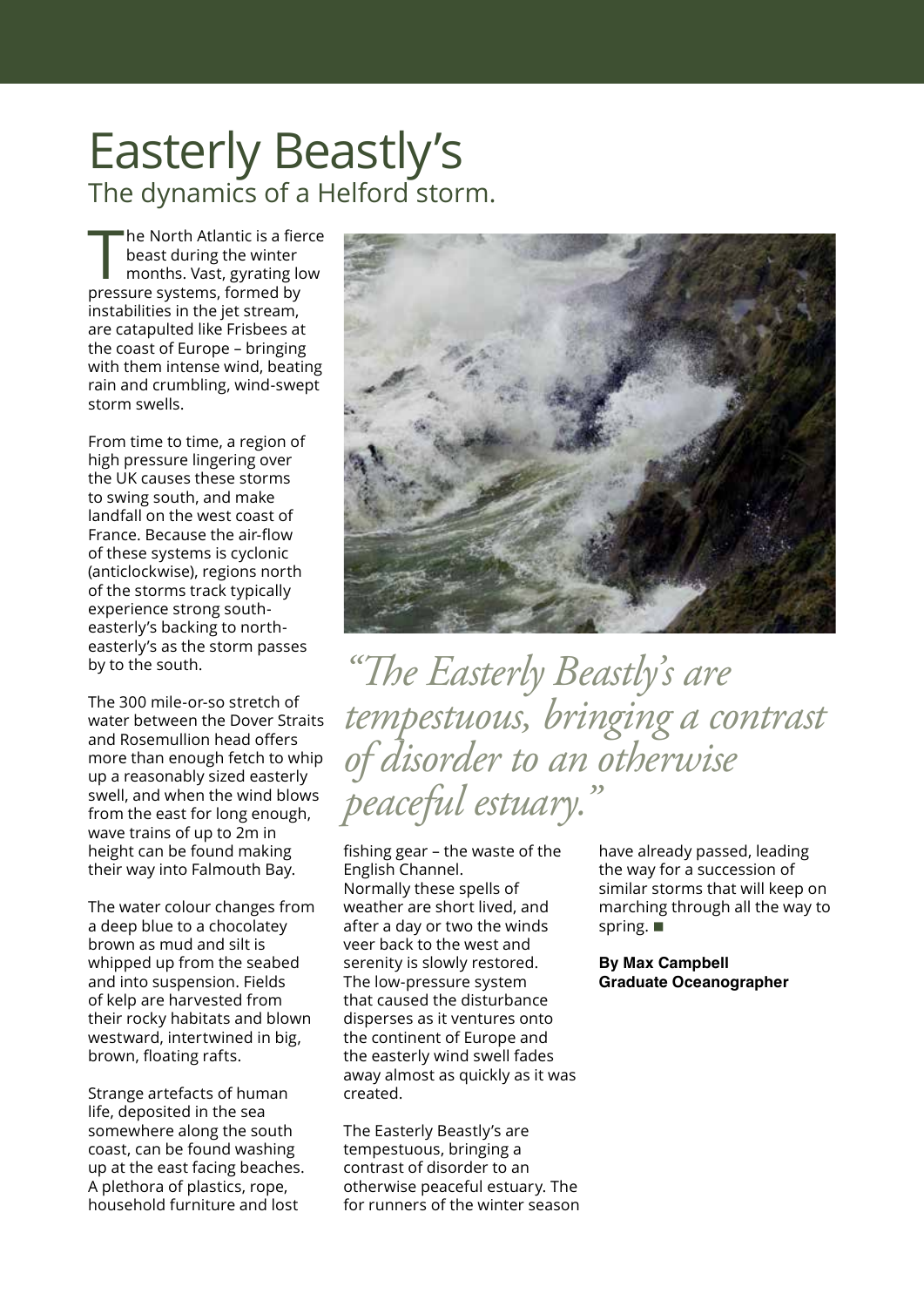# Easterly Beastly's

## The dynamics of a Helford storm.

The North Atlantic is a fierce beast during the winter months. Vast, gyrating low pressure systems, formed by instabilities in the jet stream, are catapulted like Frisbees at the coast of Europe – bringing with them intense wind, beating rain and crumbling, wind-swept storm swells.

From time to time, a region of high pressure lingering over the UK causes these storms to swing south, and make landfall on the west coast of France. Because the air-flow of these systems is cyclonic (anticlockwise), regions north of the storms track typically experience strong south-easterly's backing to north-easterly's as the storm passes by to the south.

The 300 mile-or-so stretch of water between the Dover Straits and Rosemullion head offers more than enough fetch to whip up a reasonably sized easterly swell, and when the wind blows from the east for long enough, wave trains of up to 2m in height can be found making their way into Falmouth Bay.

The water colour changes from a deep blue to a chocolatey brown as mud and silt is whipped up from the seabed and into suspension. Fields of kelp are harvested from their rocky habitats and blown westward, intertwined in big, brown, floating rafts.

Strange artefacts of human life, deposited in the sea somewhere along the south coast, can be found washing up at the east facing beaches. A plethora of plastics, rope, household furniture and lost fishing gear – the waste of the English Channel.

Normally these spells of weather are short lived, and after a day or two the winds veer back to the west and serenity is slowly restored. The low-pressure system that caused the disturbance disperses as it ventures onto the continent of Europe and the easterly wind swell fades away almost as quickly as it was created.

> *"The Easterly Beastly's are tempestuous, bringing a contrast of disorder to an otherwise peaceful estuary."*

The Easterly Beastly's are tempestuous, bringing a contrast of disorder to an otherwise peaceful estuary. The for runners of the winter season have already passed, leading the way for a succession of similar storms that will keep on marching through all the way to spring. ■

**By Max Campbell**
**Graduate Oceanographer**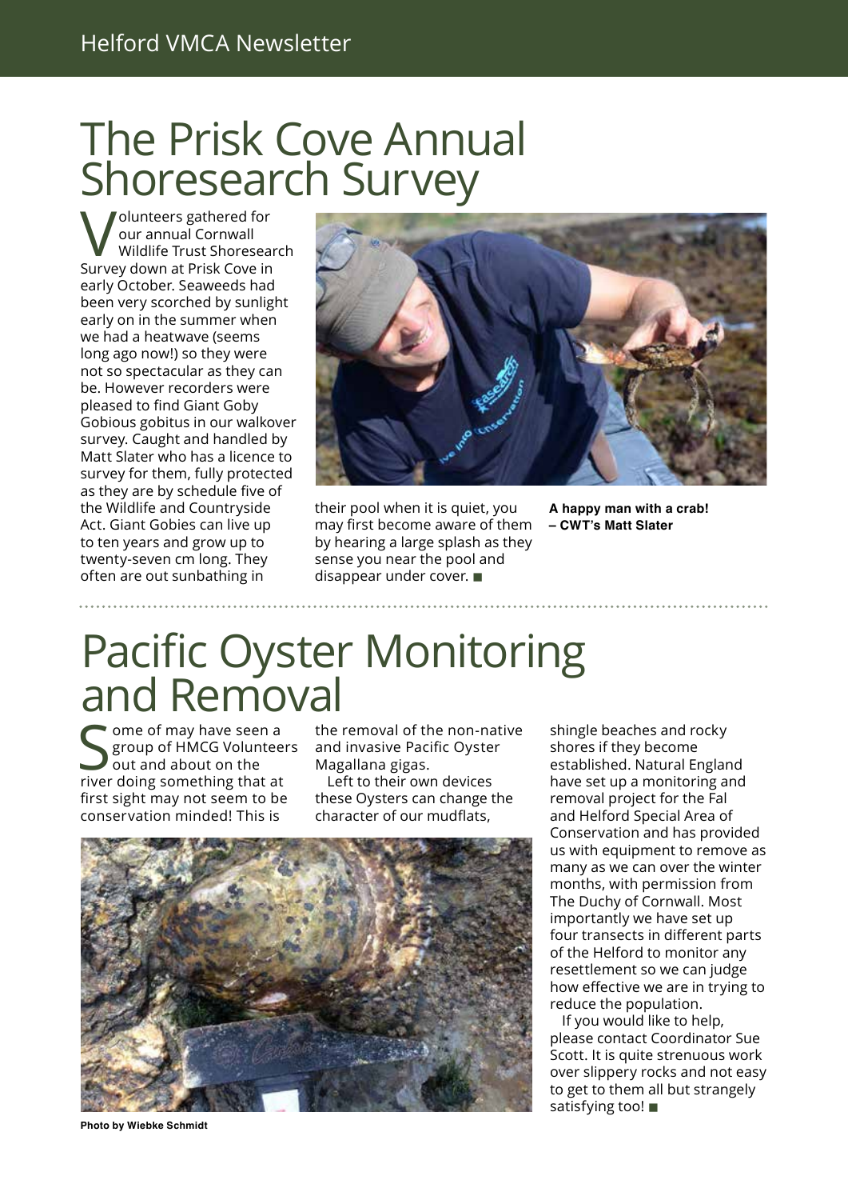# The Prisk Cove Annual Shoresearch Survey

Volunteers gathered for our annual Cornwall Wildlife Trust Shoresearch Survey down at Prisk Cove in early October. Seaweeds had been very scorched by sunlight early on in the summer when we had a heatwave (seems long ago now!) so they were not so spectacular as they can be. However recorders were pleased to find Giant Goby Gobious gobitus in our walkover survey. Caught and handled by Matt Slater who has a licence to survey for them, fully protected as they are by schedule five of the Wildlife and Countryside Act. Giant Gobies can live up to ten years and grow up to twenty-seven cm long. They often are out sunbathing in their pool when it is quiet, you may first become aware of them by hearing a large splash as they sense you near the pool and disappear under cover. ■

**A happy man with a crab! – CWT's Matt Slater**

# Pacific Oyster Monitoring and Removal

Some of may have seen a group of HMCG Volunteers out and about on the river doing something that at first sight may not seem to be conservation minded! This is the removal of the non-native and invasive Pacific Oyster Magallana gigas.

Left to their own devices these Oysters can change the character of our mudflats, shingle beaches and rocky shores if they become established. Natural England have set up a monitoring and removal project for the Fal and Helford Special Area of Conservation and has provided us with equipment to remove as many as we can over the winter months, with permission from The Duchy of Cornwall. Most importantly we have set up four transects in different parts of the Helford to monitor any resettlement so we can judge how effective we are in trying to reduce the population.

If you would like to help, please contact Coordinator Sue Scott. It is quite strenuous work over slippery rocks and not easy to get to them all but strangely satisfying too! ■

**Photo by Wiebke Schmidt**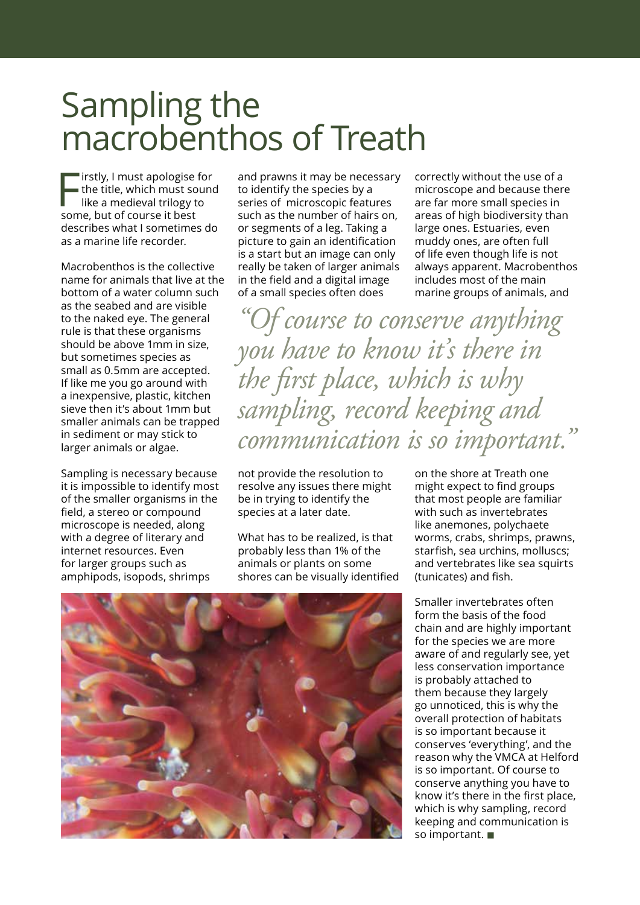# Sampling the macrobenthos of Treath

Firstly, I must apologise for the title, which must sound like a medieval trilogy to some, but of course it best describes what I sometimes do as a marine life recorder.

Macrobenthos is the collective name for animals that live at the bottom of a water column such as the seabed and are visible to the naked eye. The general rule is that these organisms should be above 1mm in size, but sometimes species as small as 0.5mm are accepted. If like me you go around with a inexpensive, plastic, kitchen sieve then it's about 1mm but smaller animals can be trapped in sediment or may stick to larger animals or algae.

Sampling is necessary because it is impossible to identify most of the smaller organisms in the field, a stereo or compound microscope is needed, along with a degree of literary and internet resources. Even for larger groups such as amphipods, isopods, shrimps and prawns it may be necessary to identify the species by a series of microscopic features such as the number of hairs on, or segments of a leg. Taking a picture to gain an identification is a start but an image can only really be taken of larger animals in the field and a digital image of a small species often does not provide the resolution to resolve any issues there might be in trying to identify the species at a later date.

*"Of course to conserve anything you have to know it's there in the first place, which is why sampling, record keeping and communication is so important."*

What has to be realized, is that probably less than 1% of the animals or plants on some shores can be visually identified correctly without the use of a microscope and because there are far more small species in areas of high biodiversity than large ones. Estuaries, even muddy ones, are often full of life even though life is not always apparent. Macrobenthos includes most of the main marine groups of animals, and on the shore at Treath one might expect to find groups that most people are familiar with such as invertebrates like anemones, polychaete worms, crabs, shrimps, prawns, starfish, sea urchins, molluscs; and vertebrates like sea squirts (tunicates) and fish.

Smaller invertebrates often form the basis of the food chain and are highly important for the species we are more aware of and regularly see, yet less conservation importance is probably attached to them because they largely go unnoticed, this is why the overall protection of habitats is so important because it conserves 'everything', and the reason why the VMCA at Helford is so important. Of course to conserve anything you have to know it's there in the first place, which is why sampling, record keeping and communication is so important. ■